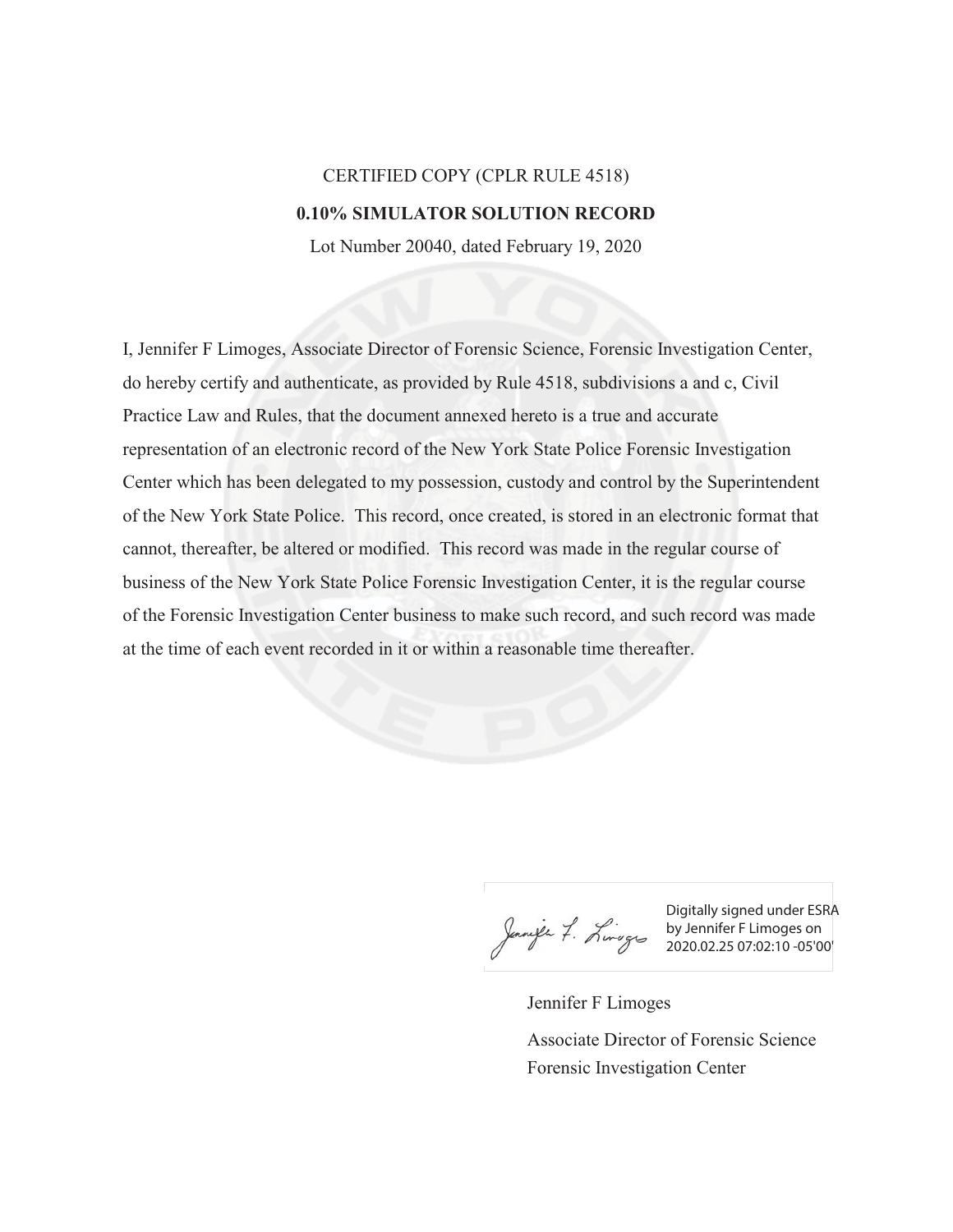CERTIFIED COPY (CPLR RULE 4518)

**0.10% SIMULATOR SOLUTION RECORD**

Lot Number 20040, dated February 19, 2020

I, Jennifer F Limoges, Associate Director of Forensic Science, Forensic Investigation Center, do hereby certify and authenticate, as provided by Rule 4518, subdivisions a and c, Civil Practice Law and Rules, that the document annexed hereto is a true and accurate representation of an electronic record of the New York State Police Forensic Investigation Center which has been delegated to my possession, custody and control by the Superintendent of the New York State Police. This record, once created, is stored in an electronic format that cannot, thereafter, be altered or modified. This record was made in the regular course of business of the New York State Police Forensic Investigation Center, it is the regular course of the Forensic Investigation Center business to make such record, and such record was made at the time of each event recorded in it or within a reasonable time thereafter.

Digitally signed under ESRA by Jennifer F Limoges on 2020.02.25 07:02:10 -05'00'

Jennifer F Limoges

Associate Director of Forensic Science
Forensic Investigation Center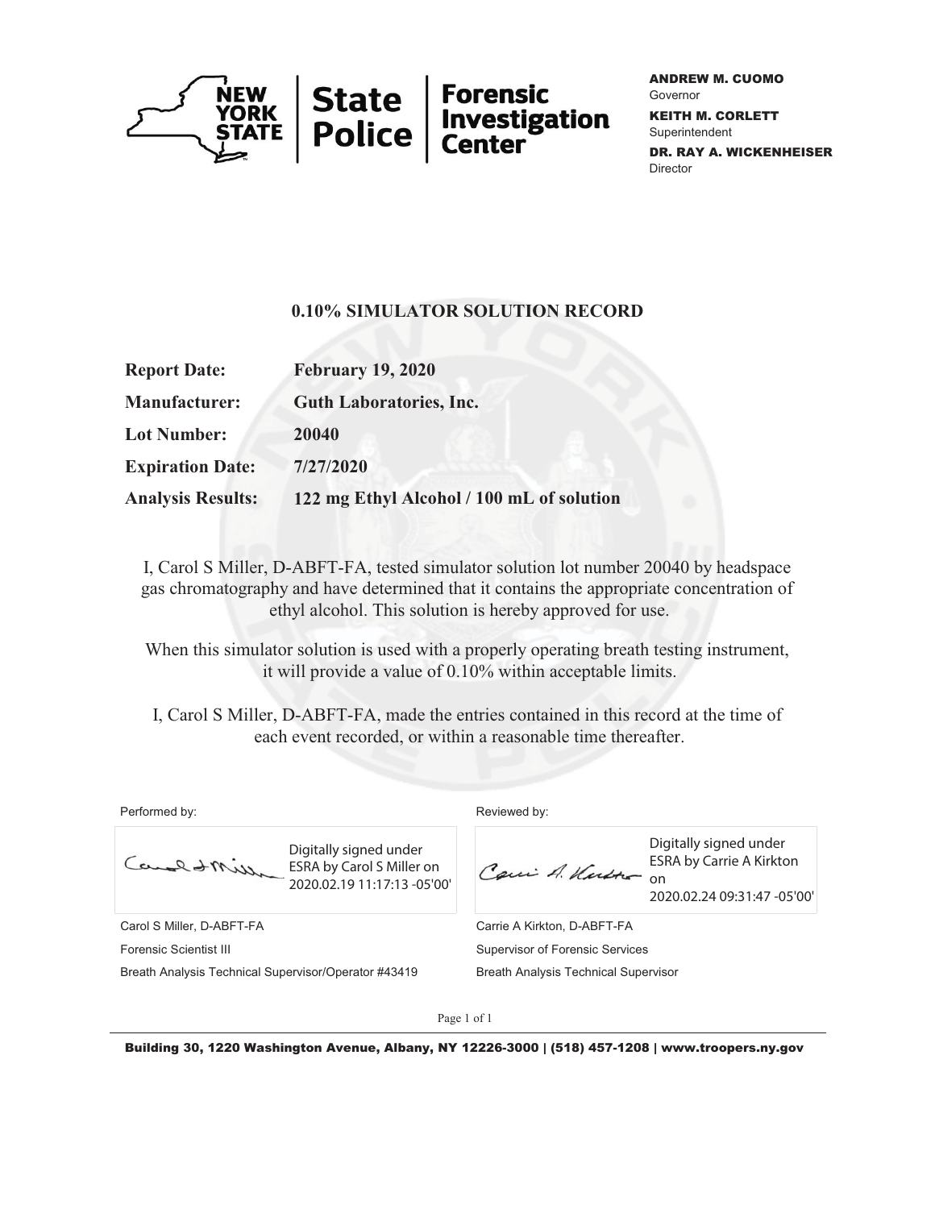New York State | State Police | Forensic Investigation Center

**ANDREW M. CUOMO**
Governor

**KEITH M. CORLETT**
Superintendent

**DR. RAY A. WICKENHEISER**
Director

## 0.10% SIMULATOR SOLUTION RECORD

| | |
|---|---|
| **Report Date:** | **February 19, 2020** |
| **Manufacturer:** | **Guth Laboratories, Inc.** |
| **Lot Number:** | **20040** |
| **Expiration Date:** | **7/27/2020** |
| **Analysis Results:** | **122 mg Ethyl Alcohol / 100 mL of solution** |

I, Carol S Miller, D-ABFT-FA, tested simulator solution lot number 20040 by headspace gas chromatography and have determined that it contains the appropriate concentration of ethyl alcohol. This solution is hereby approved for use.

When this simulator solution is used with a properly operating breath testing instrument, it will provide a value of 0.10% within acceptable limits.

I, Carol S Miller, D-ABFT-FA, made the entries contained in this record at the time of each event recorded, or within a reasonable time thereafter.

Performed by:

Digitally signed under ESRA by Carol S Miller on 2020.02.19 11:17:13 -05'00'

Carol S Miller, D-ABFT-FA
Forensic Scientist III
Breath Analysis Technical Supervisor/Operator #43419

Reviewed by:

Digitally signed under ESRA by Carrie A Kirkton on 2020.02.24 09:31:47 -05'00'

Carrie A Kirkton, D-ABFT-FA
Supervisor of Forensic Services
Breath Analysis Technical Supervisor

Building 30, 1220 Washington Avenue, Albany, NY 12226-3000 | (518) 457-1208 | www.troopers.ny.gov